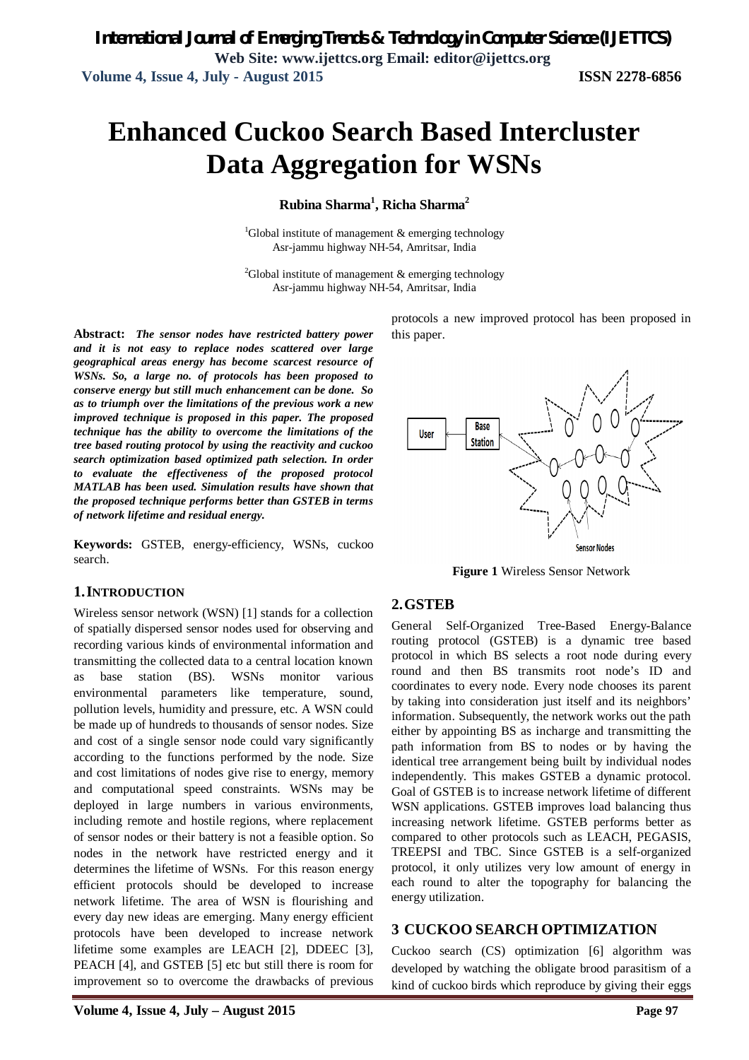# Enhanced Cuckoo Search Based Intercluster Data Aggregation for WSNs

**Rubina Sharma[1], Richa Sharma[2]**

[1]Global institute of management & emerging technology
Asr-jammu highway NH-54, Amritsar, India

[2]Global institute of management & emerging technology
Asr-jammu highway NH-54, Amritsar, India

**Abstract:** ***The sensor nodes have restricted battery power and it is not easy to replace nodes scattered over large geographical areas energy has become scarcest resource of WSNs. So, a large no. of protocols has been proposed to conserve energy but still much enhancement can be done. So as to triumph over the limitations of the previous work a new improved technique is proposed in this paper. The proposed technique has the ability to overcome the limitations of the tree based routing protocol by using the reactivity and cuckoo search optimization based optimized path selection. In order to evaluate the effectiveness of the proposed protocol MATLAB has been used. Simulation results have shown that the proposed technique performs better than GSTEB in terms of network lifetime and residual energy.***

**Keywords:** GSTEB, energy-efficiency, WSNs, cuckoo search.

## 1. INTRODUCTION

Wireless sensor network (WSN) [1] stands for a collection of spatially dispersed sensor nodes used for observing and recording various kinds of environmental information and transmitting the collected data to a central location known as base station (BS). WSNs monitor various environmental parameters like temperature, sound, pollution levels, humidity and pressure, etc. A WSN could be made up of hundreds to thousands of sensor nodes. Size and cost of a single sensor node could vary significantly according to the functions performed by the node. Size and cost limitations of nodes give rise to energy, memory and computational speed constraints. WSNs may be deployed in large numbers in various environments, including remote and hostile regions, where replacement of sensor nodes or their battery is not a feasible option. So nodes in the network have restricted energy and it determines the lifetime of WSNs. For this reason energy efficient protocols should be developed to increase network lifetime. The area of WSN is flourishing and every day new ideas are emerging. Many energy efficient protocols have been developed to increase network lifetime some examples are LEACH [2], DDEEC [3], PEACH [4], and GSTEB [5] etc but still there is room for improvement so to overcome the drawbacks of previous protocols a new improved protocol has been proposed in this paper.

**Figure 1** Wireless Sensor Network

## 2. GSTEB

General Self-Organized Tree-Based Energy-Balance routing protocol (GSTEB) is a dynamic tree based protocol in which BS selects a root node during every round and then BS transmits root node's ID and coordinates to every node. Every node chooses its parent by taking into consideration just itself and its neighbors' information. Subsequently, the network works out the path either by appointing BS as incharge and transmitting the path information from BS to nodes or by having the identical tree arrangement being built by individual nodes independently. This makes GSTEB a dynamic protocol. Goal of GSTEB is to increase network lifetime of different WSN applications. GSTEB improves load balancing thus increasing network lifetime. GSTEB performs better as compared to other protocols such as LEACH, PEGASIS, TREEPSI and TBC. Since GSTEB is a self-organized protocol, it only utilizes very low amount of energy in each round to alter the topography for balancing the energy utilization.

## 3 CUCKOO SEARCH OPTIMIZATION

Cuckoo search (CS) optimization [6] algorithm was developed by watching the obligate brood parasitism of a kind of cuckoo birds which reproduce by giving their eggs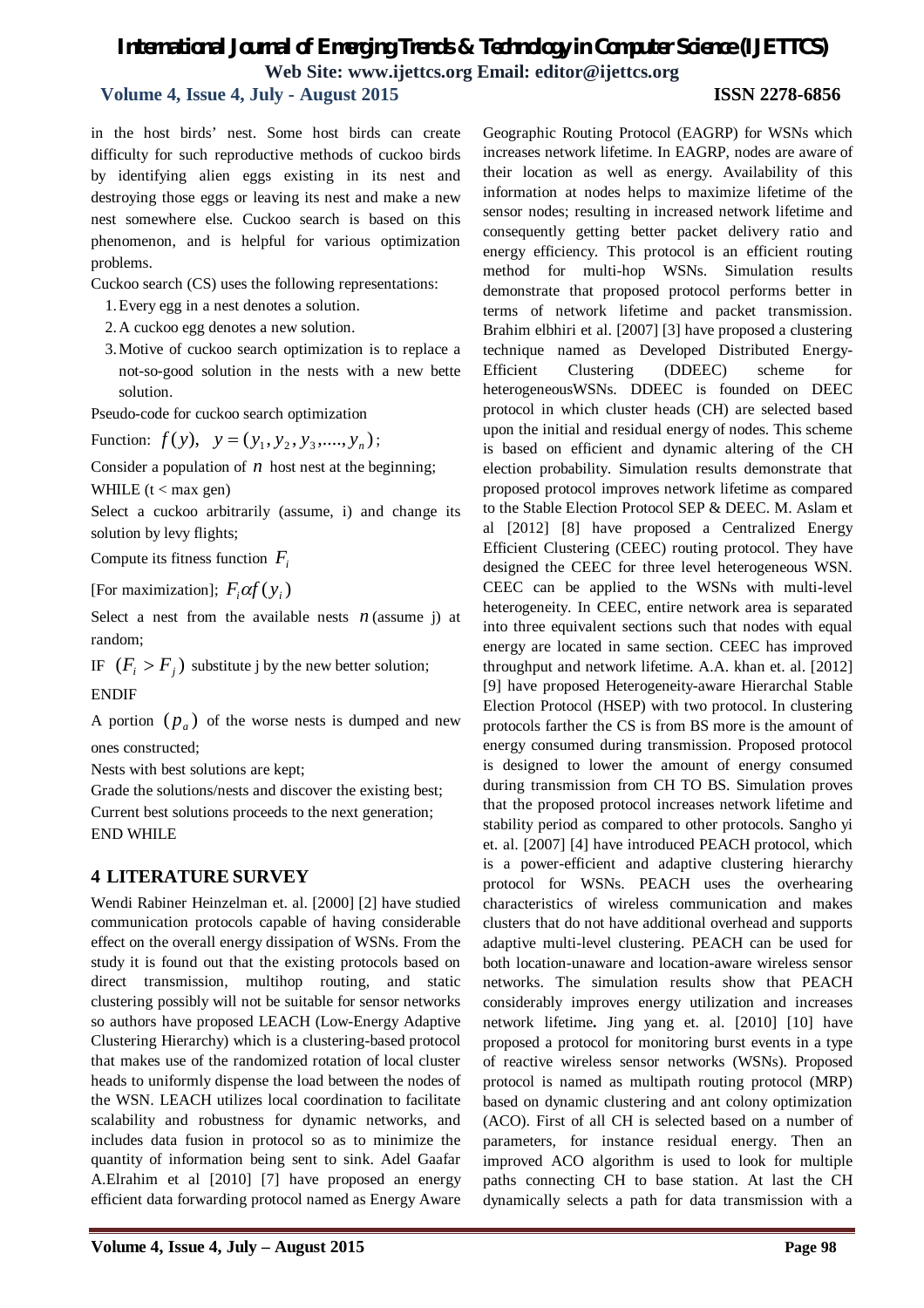in the host birds' nest. Some host birds can create difficulty for such reproductive methods of cuckoo birds by identifying alien eggs existing in its nest and destroying those eggs or leaving its nest and make a new nest somewhere else. Cuckoo search is based on this phenomenon, and is helpful for various optimization problems.

Cuckoo search (CS) uses the following representations:

1. Every egg in a nest denotes a solution.
2. A cuckoo egg denotes a new solution.
3. Motive of cuckoo search optimization is to replace a not-so-good solution in the nests with a new bette solution.

Pseudo-code for cuckoo search optimization

Function: $f(y), \quad y = (y_1, y_2, y_3, ...., y_n)$;

Consider a population of $n$ host nest at the beginning;

WHILE (t < max gen)

Select a cuckoo arbitrarily (assume, i) and change its solution by levy flights;

Compute its fitness function $F_i$

[For maximization]; $F_i \alpha f(y_i)$

Select a nest from the available nests $n$ (assume j) at random;

IF $(F_i > F_j)$ substitute j by the new better solution;

ENDIF

A portion $(p_a)$ of the worse nests is dumped and new ones constructed;

Nests with best solutions are kept;

Grade the solutions/nests and discover the existing best;

Current best solutions proceeds to the next generation;

END WHILE

## 4 LITERATURE SURVEY

Wendi Rabiner Heinzelman et. al. [2000] [2] have studied communication protocols capable of having considerable effect on the overall energy dissipation of WSNs. From the study it is found out that the existing protocols based on direct transmission, multihop routing, and static clustering possibly will not be suitable for sensor networks so authors have proposed LEACH (Low-Energy Adaptive Clustering Hierarchy) which is a clustering-based protocol that makes use of the randomized rotation of local cluster heads to uniformly dispense the load between the nodes of the WSN. LEACH utilizes local coordination to facilitate scalability and robustness for dynamic networks, and includes data fusion in protocol so as to minimize the quantity of information being sent to sink. Adel Gaafar A.Elrahim et al [2010] [7] have proposed an energy efficient data forwarding protocol named as Energy Aware Geographic Routing Protocol (EAGRP) for WSNs which increases network lifetime. In EAGRP, nodes are aware of their location as well as energy. Availability of this information at nodes helps to maximize lifetime of the sensor nodes; resulting in increased network lifetime and consequently getting better packet delivery ratio and energy efficiency. This protocol is an efficient routing method for multi-hop WSNs. Simulation results demonstrate that proposed protocol performs better in terms of network lifetime and packet transmission. Brahim elbhiri et al. [2007] [3] have proposed a clustering technique named as Developed Distributed Energy-Efficient Clustering (DDEEC) scheme for heterogeneousWSNs. DDEEC is founded on DEEC protocol in which cluster heads (CH) are selected based upon the initial and residual energy of nodes. This scheme is based on efficient and dynamic altering of the CH election probability. Simulation results demonstrate that proposed protocol improves network lifetime as compared to the Stable Election Protocol SEP & DEEC. M. Aslam et al [2012] [8] have proposed a Centralized Energy Efficient Clustering (CEEC) routing protocol. They have designed the CEEC for three level heterogeneous WSN. CEEC can be applied to the WSNs with multi-level heterogeneity. In CEEC, entire network area is separated into three equivalent sections such that nodes with equal energy are located in same section. CEEC has improved throughput and network lifetime. A.A. khan et. al. [2012] [9] have proposed Heterogeneity-aware Hierarchal Stable Election Protocol (HSEP) with two protocol. In clustering protocols farther the CS is from BS more is the amount of energy consumed during transmission. Proposed protocol is designed to lower the amount of energy consumed during transmission from CH TO BS. Simulation proves that the proposed protocol increases network lifetime and stability period as compared to other protocols. Sangho yi et. al. [2007] [4] have introduced PEACH protocol, which is a power-efficient and adaptive clustering hierarchy protocol for WSNs. PEACH uses the overhearing characteristics of wireless communication and makes clusters that do not have additional overhead and supports adaptive multi-level clustering. PEACH can be used for both location-unaware and location-aware wireless sensor networks. The simulation results show that PEACH considerably improves energy utilization and increases network lifetime**.** Jing yang et. al. [2010] [10] have proposed a protocol for monitoring burst events in a type of reactive wireless sensor networks (WSNs). Proposed protocol is named as multipath routing protocol (MRP) based on dynamic clustering and ant colony optimization (ACO). First of all CH is selected based on a number of parameters, for instance residual energy. Then an improved ACO algorithm is used to look for multiple paths connecting CH to base station. At last the CH dynamically selects a path for data transmission with a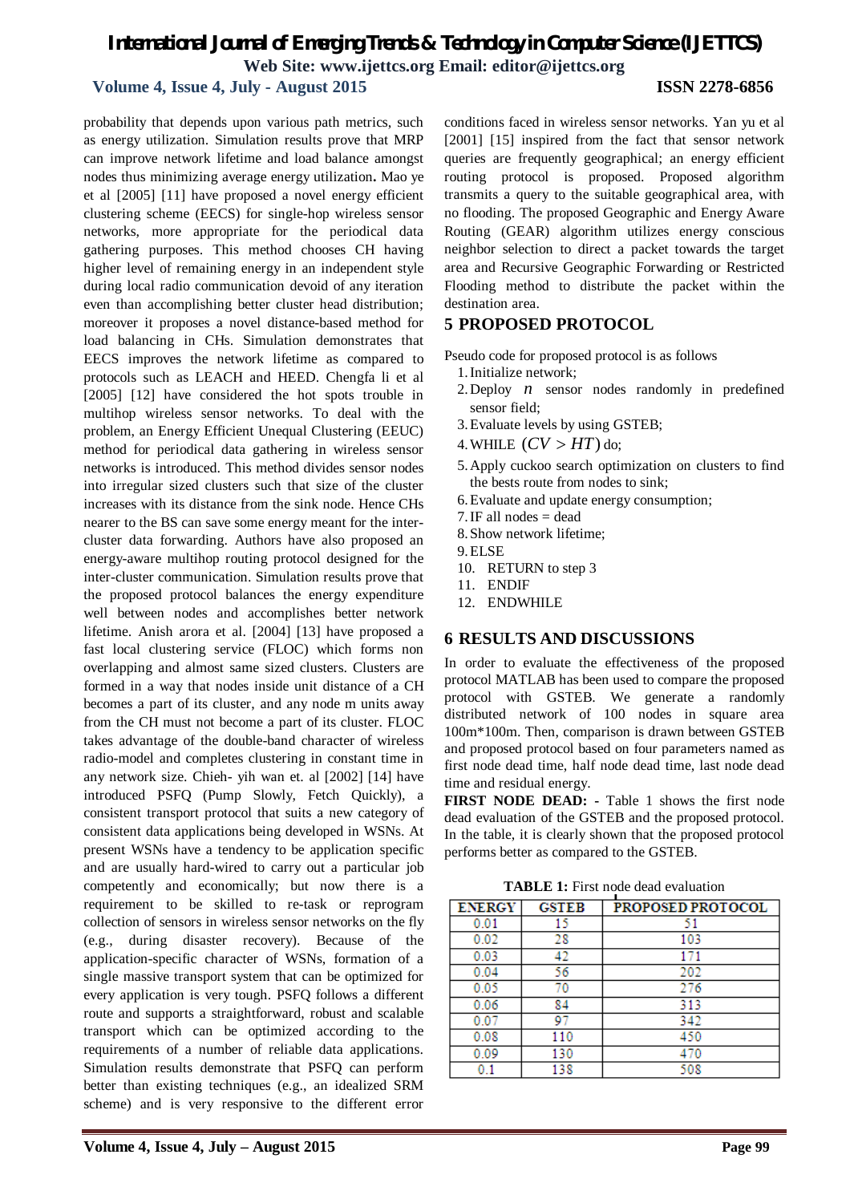probability that depends upon various path metrics, such as energy utilization. Simulation results prove that MRP can improve network lifetime and load balance amongst nodes thus minimizing average energy utilization**.** Mao ye et al [2005] [11] have proposed a novel energy efficient clustering scheme (EECS) for single-hop wireless sensor networks, more appropriate for the periodical data gathering purposes. This method chooses CH having higher level of remaining energy in an independent style during local radio communication devoid of any iteration even than accomplishing better cluster head distribution; moreover it proposes a novel distance-based method for load balancing in CHs. Simulation demonstrates that EECS improves the network lifetime as compared to protocols such as LEACH and HEED. Chengfa li et al [2005] [12] have considered the hot spots trouble in multihop wireless sensor networks. To deal with the problem, an Energy Efficient Unequal Clustering (EEUC) method for periodical data gathering in wireless sensor networks is introduced. This method divides sensor nodes into irregular sized clusters such that size of the cluster increases with its distance from the sink node. Hence CHs nearer to the BS can save some energy meant for the inter-cluster data forwarding. Authors have also proposed an energy-aware multihop routing protocol designed for the inter-cluster communication. Simulation results prove that the proposed protocol balances the energy expenditure well between nodes and accomplishes better network lifetime. Anish arora et al. [2004] [13] have proposed a fast local clustering service (FLOC) which forms non overlapping and almost same sized clusters. Clusters are formed in a way that nodes inside unit distance of a CH becomes a part of its cluster, and any node m units away from the CH must not become a part of its cluster. FLOC takes advantage of the double-band character of wireless radio-model and completes clustering in constant time in any network size. Chieh- yih wan et. al [2002] [14] have introduced PSFQ (Pump Slowly, Fetch Quickly), a consistent transport protocol that suits a new category of consistent data applications being developed in WSNs. At present WSNs have a tendency to be application specific and are usually hard-wired to carry out a particular job competently and economically; but now there is a requirement to be skilled to re-task or reprogram collection of sensors in wireless sensor networks on the fly (e.g., during disaster recovery). Because of the application-specific character of WSNs, formation of a single massive transport system that can be optimized for every application is very tough. PSFQ follows a different route and supports a straightforward, robust and scalable transport which can be optimized according to the requirements of a number of reliable data applications. Simulation results demonstrate that PSFQ can perform better than existing techniques (e.g., an idealized SRM scheme) and is very responsive to the different error conditions faced in wireless sensor networks. Yan yu et al [2001] [15] inspired from the fact that sensor network queries are frequently geographical; an energy efficient routing protocol is proposed. Proposed algorithm transmits a query to the suitable geographical area, with no flooding. The proposed Geographic and Energy Aware Routing (GEAR) algorithm utilizes energy conscious neighbor selection to direct a packet towards the target area and Recursive Geographic Forwarding or Restricted Flooding method to distribute the packet within the destination area.

## 5 PROPOSED PROTOCOL

Pseudo code for proposed protocol is as follows

1. Initialize network;
2. Deploy $n$ sensor nodes randomly in predefined sensor field;
3. Evaluate levels by using GSTEB;
4. WHILE $(CV > HT)$ do;
5. Apply cuckoo search optimization on clusters to find the bests route from nodes to sink;
6. Evaluate and update energy consumption;
7. IF all nodes = dead
8. Show network lifetime;
9. ELSE
10. RETURN to step 3
11. ENDIF
12. ENDWHILE

## 6 RESULTS AND DISCUSSIONS

In order to evaluate the effectiveness of the proposed protocol MATLAB has been used to compare the proposed protocol with GSTEB. We generate a randomly distributed network of 100 nodes in square area 100m*100m. Then, comparison is drawn between GSTEB and proposed protocol based on four parameters named as first node dead time, half node dead time, last node dead time and residual energy.

**FIRST NODE DEAD: -** Table 1 shows the first node dead evaluation of the GSTEB and the proposed protocol. In the table, it is clearly shown that the proposed protocol performs better as compared to the GSTEB.

**TABLE 1:** First node dead evaluation

| ENERGY | GSTEB | PROPOSED PROTOCOL |
|---|---|---|
| 0.01 | 15 | 51 |
| 0.02 | 28 | 103 |
| 0.03 | 42 | 171 |
| 0.04 | 56 | 202 |
| 0.05 | 70 | 276 |
| 0.06 | 84 | 313 |
| 0.07 | 97 | 342 |
| 0.08 | 110 | 450 |
| 0.09 | 130 | 470 |
| 0.1 | 138 | 508 |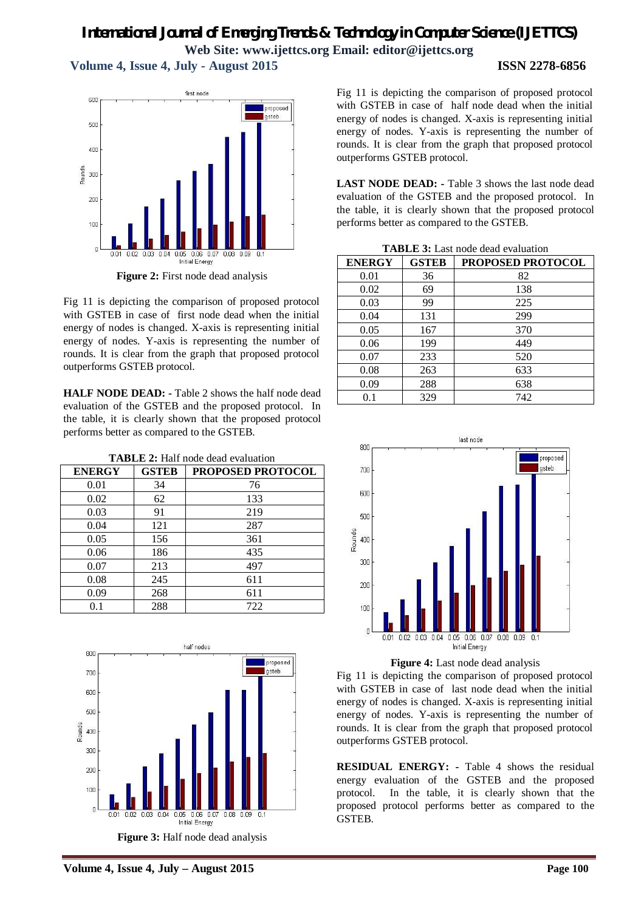Figure 2: First node dead analysis

Fig 11 is depicting the comparison of proposed protocol with GSTEB in case of first node dead when the initial energy of nodes is changed. X-axis is representing initial energy of nodes. Y-axis is representing the number of rounds. It is clear from the graph that proposed protocol outperforms GSTEB protocol.

**HALF NODE DEAD: -** Table 2 shows the half node dead evaluation of the GSTEB and the proposed protocol. In the table, it is clearly shown that the proposed protocol performs better as compared to the GSTEB.

**TABLE 2:** Half node dead evaluation

| ENERGY | GSTEB | PROPOSED PROTOCOL |
|---|---|---|
| 0.01 | 34 | 76 |
| 0.02 | 62 | 133 |
| 0.03 | 91 | 219 |
| 0.04 | 121 | 287 |
| 0.05 | 156 | 361 |
| 0.06 | 186 | 435 |
| 0.07 | 213 | 497 |
| 0.08 | 245 | 611 |
| 0.09 | 268 | 611 |
| 0.1 | 288 | 722 |

Figure 3: Half node dead analysis

Fig 11 is depicting the comparison of proposed protocol with GSTEB in case of half node dead when the initial energy of nodes is changed. X-axis is representing initial energy of nodes. Y-axis is representing the number of rounds. It is clear from the graph that proposed protocol outperforms GSTEB protocol.

**LAST NODE DEAD: -** Table 3 shows the last node dead evaluation of the GSTEB and the proposed protocol. In the table, it is clearly shown that the proposed protocol performs better as compared to the GSTEB.

**TABLE 3:** Last node dead evaluation

| ENERGY | GSTEB | PROPOSED PROTOCOL |
|---|---|---|
| 0.01 | 36 | 82 |
| 0.02 | 69 | 138 |
| 0.03 | 99 | 225 |
| 0.04 | 131 | 299 |
| 0.05 | 167 | 370 |
| 0.06 | 199 | 449 |
| 0.07 | 233 | 520 |
| 0.08 | 263 | 633 |
| 0.09 | 288 | 638 |
| 0.1 | 329 | 742 |

Figure 4: Last node dead analysis

Fig 11 is depicting the comparison of proposed protocol with GSTEB in case of last node dead when the initial energy of nodes is changed. X-axis is representing initial energy of nodes. Y-axis is representing the number of rounds. It is clear from the graph that proposed protocol outperforms GSTEB protocol.

**RESIDUAL ENERGY: -** Table 4 shows the residual energy evaluation of the GSTEB and the proposed protocol. In the table, it is clearly shown that the proposed protocol performs better as compared to the GSTEB.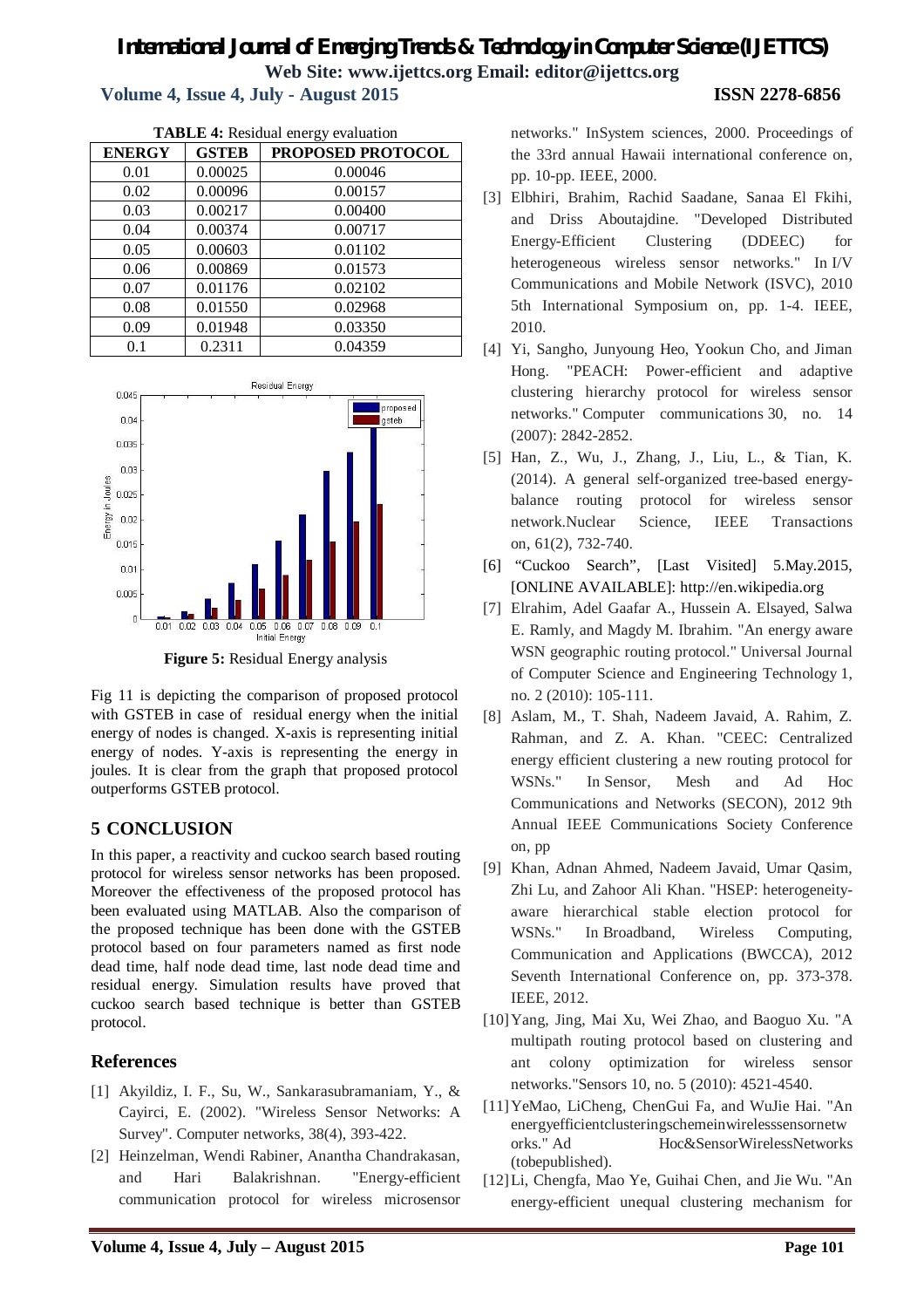**TABLE 4:** Residual energy evaluation

| ENERGY | GSTEB | PROPOSED PROTOCOL |
| --- | --- | --- |
| 0.01 | 0.00025 | 0.00046 |
| 0.02 | 0.00096 | 0.00157 |
| 0.03 | 0.00217 | 0.00400 |
| 0.04 | 0.00374 | 0.00717 |
| 0.05 | 0.00603 | 0.01102 |
| 0.06 | 0.00869 | 0.01573 |
| 0.07 | 0.01176 | 0.02102 |
| 0.08 | 0.01550 | 0.02968 |
| 0.09 | 0.01948 | 0.03350 |
| 0.1 | 0.2311 | 0.04359 |

**Figure 5:** Residual Energy analysis

Fig 11 is depicting the comparison of proposed protocol with GSTEB in case of residual energy when the initial energy of nodes is changed. X-axis is representing initial energy of nodes. Y-axis is representing the energy in joules. It is clear from the graph that proposed protocol outperforms GSTEB protocol.

## 5 CONCLUSION

In this paper, a reactivity and cuckoo search based routing protocol for wireless sensor networks has been proposed. Moreover the effectiveness of the proposed protocol has been evaluated using MATLAB. Also the comparison of the proposed technique has been done with the GSTEB protocol based on four parameters named as first node dead time, half node dead time, last node dead time and residual energy. Simulation results have proved that cuckoo search based technique is better than GSTEB protocol.

## References

[1] Akyildiz, I. F., Su, W., Sankarasubramaniam, Y., & Cayirci, E. (2002). "Wireless Sensor Networks: A Survey". Computer networks, 38(4), 393-422.

[2] Heinzelman, Wendi Rabiner, Anantha Chandrakasan, and Hari Balakrishnan. "Energy-efficient communication protocol for wireless microsensor networks." InSystem sciences, 2000. Proceedings of the 33rd annual Hawaii international conference on, pp. 10-pp. IEEE, 2000.

[3] Elbhiri, Brahim, Rachid Saadane, Sanaa El Fkihi, and Driss Aboutajdine. "Developed Distributed Energy-Efficient Clustering (DDEEC) for heterogeneous wireless sensor networks." In I/V Communications and Mobile Network (ISVC), 2010 5th International Symposium on, pp. 1-4. IEEE, 2010.

[4] Yi, Sangho, Junyoung Heo, Yookun Cho, and Jiman Hong. "PEACH: Power-efficient and adaptive clustering hierarchy protocol for wireless sensor networks." Computer communications 30, no. 14 (2007): 2842-2852.

[5] Han, Z., Wu, J., Zhang, J., Liu, L., & Tian, K. (2014). A general self-organized tree-based energy-balance routing protocol for wireless sensor network.Nuclear Science, IEEE Transactions on, 61(2), 732-740.

[6] "Cuckoo Search", [Last Visited] 5.May.2015, [ONLINE AVAILABLE]: http://en.wikipedia.org

[7] Elrahim, Adel Gaafar A., Hussein A. Elsayed, Salwa E. Ramly, and Magdy M. Ibrahim. "An energy aware WSN geographic routing protocol." Universal Journal of Computer Science and Engineering Technology 1, no. 2 (2010): 105-111.

[8] Aslam, M., T. Shah, Nadeem Javaid, A. Rahim, Z. Rahman, and Z. A. Khan. "CEEC: Centralized energy efficient clustering a new routing protocol for WSNs." In Sensor, Mesh and Ad Hoc Communications and Networks (SECON), 2012 9th Annual IEEE Communications Society Conference on, pp

[9] Khan, Adnan Ahmed, Nadeem Javaid, Umar Qasim, Zhi Lu, and Zahoor Ali Khan. "HSEP: heterogeneity-aware hierarchical stable election protocol for WSNs." In Broadband, Wireless Computing, Communication and Applications (BWCCA), 2012 Seventh International Conference on, pp. 373-378. IEEE, 2012.

[10] Yang, Jing, Mai Xu, Wei Zhao, and Baoguo Xu. "A multipath routing protocol based on clustering and ant colony optimization for wireless sensor networks."Sensors 10, no. 5 (2010): 4521-4540.

[11] YeMao, LiCheng, ChenGui Fa, and WuJie Hai. "An energyefficientclusteringschemeinwirelesssensornetworks." Ad Hoc&SensorWirelessNetworks (tobepublished).

[12] Li, Chengfa, Mao Ye, Guihai Chen, and Jie Wu. "An energy-efficient unequal clustering mechanism for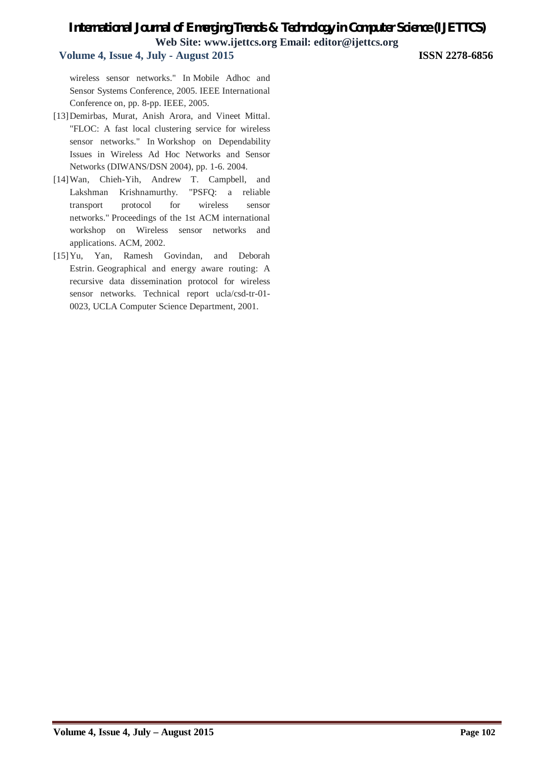wireless sensor networks." In Mobile Adhoc and Sensor Systems Conference, 2005. IEEE International Conference on, pp. 8-pp. IEEE, 2005.

[13] Demirbas, Murat, Anish Arora, and Vineet Mittal. "FLOC: A fast local clustering service for wireless sensor networks." In Workshop on Dependability Issues in Wireless Ad Hoc Networks and Sensor Networks (DIWANS/DSN 2004), pp. 1-6. 2004.

[14] Wan, Chieh-Yih, Andrew T. Campbell, and Lakshman Krishnamurthy. "PSFQ: a reliable transport protocol for wireless sensor networks." Proceedings of the 1st ACM international workshop on Wireless sensor networks and applications. ACM, 2002.

[15] Yu, Yan, Ramesh Govindan, and Deborah Estrin. Geographical and energy aware routing: A recursive data dissemination protocol for wireless sensor networks. Technical report ucla/csd-tr-01-0023, UCLA Computer Science Department, 2001.